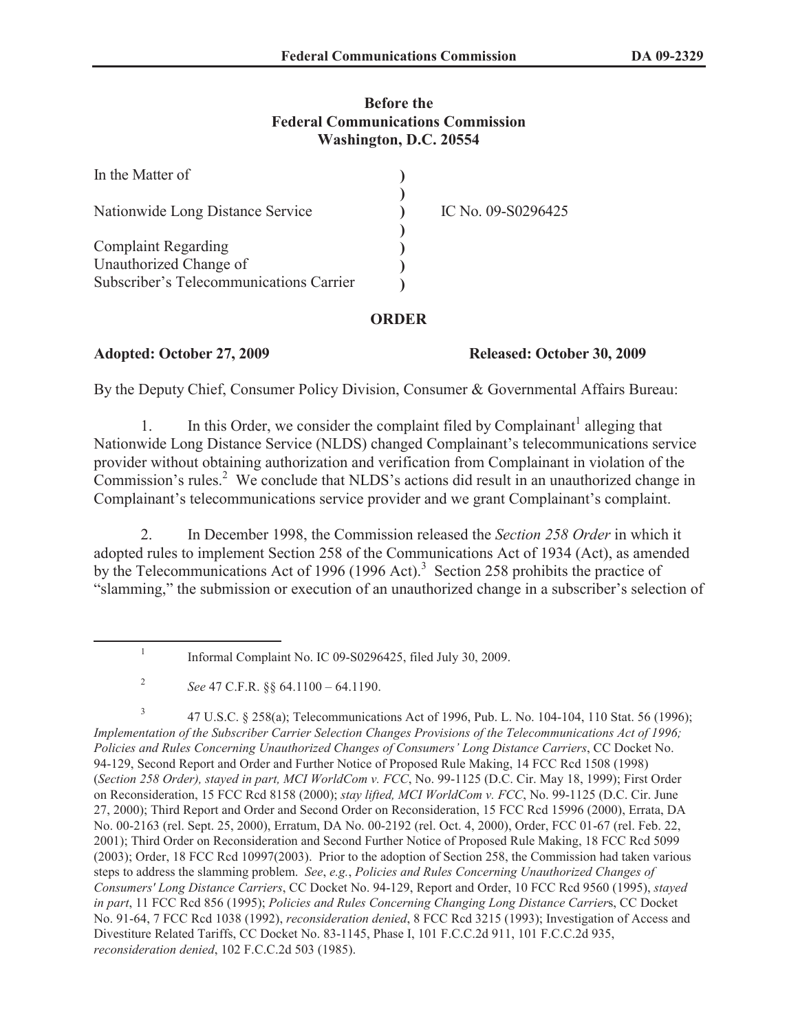**Before the**
**Federal Communications Commission**
**Washington, D.C. 20554**

| | | |
|---|---|---|
| In the Matter of | ) | |
| | ) | |
| Nationwide Long Distance Service | ) | IC No. 09-S0296425 |
| | ) | |
| Complaint Regarding | ) | |
| Unauthorized Change of | ) | |
| Subscriber's Telecommunications Carrier | ) | |

**ORDER**

**Adopted: October 27, 2009** **Released: October 30, 2009**

By the Deputy Chief, Consumer Policy Division, Consumer & Governmental Affairs Bureau:

1. In this Order, we consider the complaint filed by Complainant[1] alleging that Nationwide Long Distance Service (NLDS) changed Complainant's telecommunications service provider without obtaining authorization and verification from Complainant in violation of the Commission's rules.[2] We conclude that NLDS's actions did result in an unauthorized change in Complainant's telecommunications service provider and we grant Complainant's complaint.

2. In December 1998, the Commission released the *Section 258 Order* in which it adopted rules to implement Section 258 of the Communications Act of 1934 (Act), as amended by the Telecommunications Act of 1996 (1996 Act).[3] Section 258 prohibits the practice of "slamming," the submission or execution of an unauthorized change in a subscriber's selection of

---

[1] Informal Complaint No. IC 09-S0296425, filed July 30, 2009.

[2] *See* 47 C.F.R. §§ 64.1100 – 64.1190.

[3] 47 U.S.C. § 258(a); Telecommunications Act of 1996, Pub. L. No. 104-104, 110 Stat. 56 (1996); *Implementation of the Subscriber Carrier Selection Changes Provisions of the Telecommunications Act of 1996; Policies and Rules Concerning Unauthorized Changes of Consumers' Long Distance Carriers*, CC Docket No. 94-129, Second Report and Order and Further Notice of Proposed Rule Making, 14 FCC Rcd 1508 (1998) (*Section 258 Order), stayed in part, MCI WorldCom v. FCC*, No. 99-1125 (D.C. Cir. May 18, 1999); First Order on Reconsideration, 15 FCC Rcd 8158 (2000); *stay lifted, MCI WorldCom v. FCC*, No. 99-1125 (D.C. Cir. June 27, 2000); Third Report and Order and Second Order on Reconsideration, 15 FCC Rcd 15996 (2000), Errata, DA No. 00-2163 (rel. Sept. 25, 2000), Erratum, DA No. 00-2192 (rel. Oct. 4, 2000), Order, FCC 01-67 (rel. Feb. 22, 2001); Third Order on Reconsideration and Second Further Notice of Proposed Rule Making, 18 FCC Rcd 5099 (2003); Order, 18 FCC Rcd 10997(2003). Prior to the adoption of Section 258, the Commission had taken various steps to address the slamming problem. *See*, *e.g.*, *Policies and Rules Concerning Unauthorized Changes of Consumers' Long Distance Carriers*, CC Docket No. 94-129, Report and Order, 10 FCC Rcd 9560 (1995), *stayed in part*, 11 FCC Rcd 856 (1995); *Policies and Rules Concerning Changing Long Distance Carrier*s, CC Docket No. 91-64, 7 FCC Rcd 1038 (1992), *reconsideration denied*, 8 FCC Rcd 3215 (1993); Investigation of Access and Divestiture Related Tariffs, CC Docket No. 83-1145, Phase I, 101 F.C.C.2d 911, 101 F.C.C.2d 935, *reconsideration denied*, 102 F.C.C.2d 503 (1985).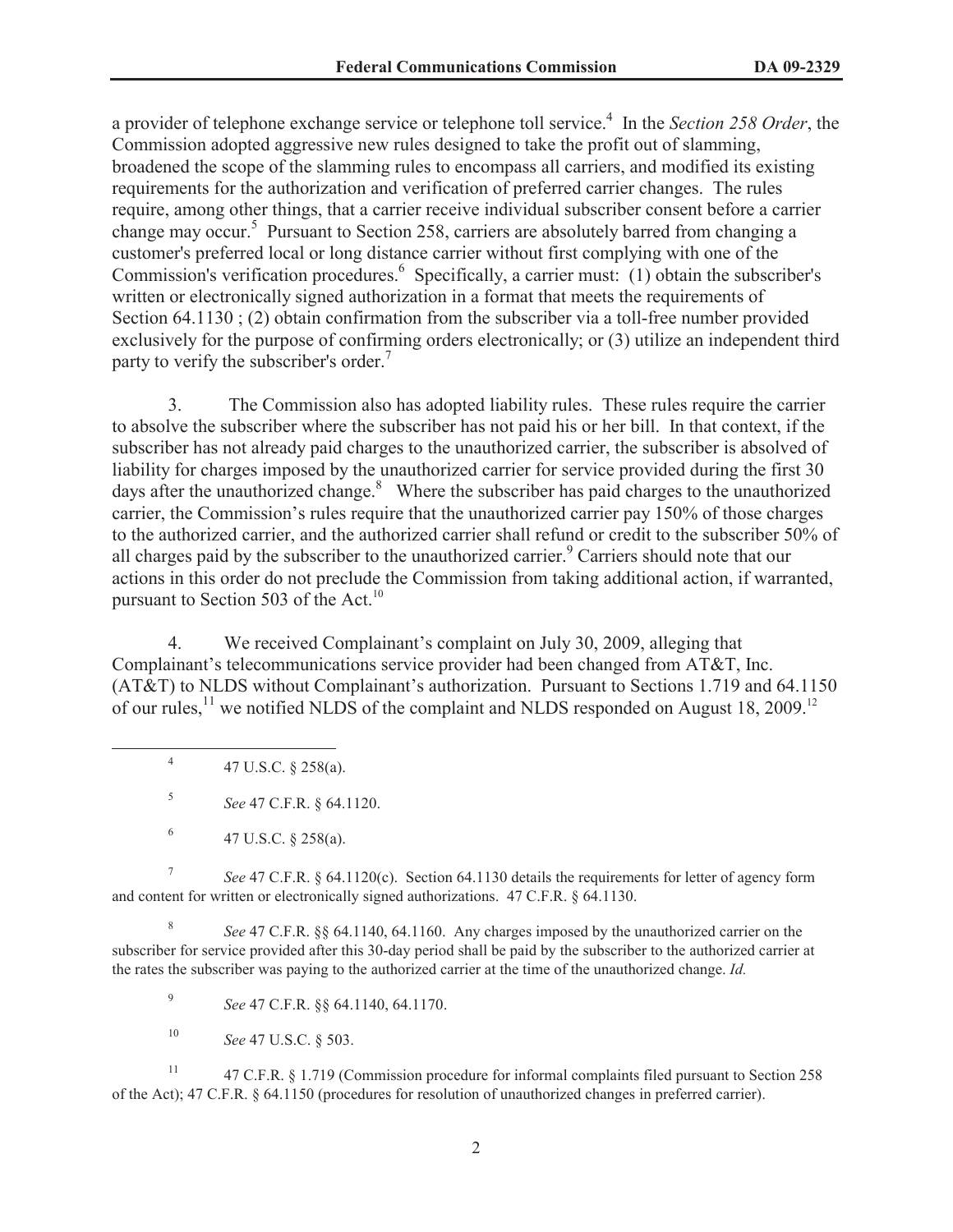a provider of telephone exchange service or telephone toll service.[4] In the *Section 258 Order*, the Commission adopted aggressive new rules designed to take the profit out of slamming, broadened the scope of the slamming rules to encompass all carriers, and modified its existing requirements for the authorization and verification of preferred carrier changes. The rules require, among other things, that a carrier receive individual subscriber consent before a carrier change may occur.[5] Pursuant to Section 258, carriers are absolutely barred from changing a customer's preferred local or long distance carrier without first complying with one of the Commission's verification procedures.[6] Specifically, a carrier must: (1) obtain the subscriber's written or electronically signed authorization in a format that meets the requirements of Section 64.1130 ; (2) obtain confirmation from the subscriber via a toll-free number provided exclusively for the purpose of confirming orders electronically; or (3) utilize an independent third party to verify the subscriber's order.[7]

3. The Commission also has adopted liability rules. These rules require the carrier to absolve the subscriber where the subscriber has not paid his or her bill. In that context, if the subscriber has not already paid charges to the unauthorized carrier, the subscriber is absolved of liability for charges imposed by the unauthorized carrier for service provided during the first 30 days after the unauthorized change.[8] Where the subscriber has paid charges to the unauthorized carrier, the Commission's rules require that the unauthorized carrier pay 150% of those charges to the authorized carrier, and the authorized carrier shall refund or credit to the subscriber 50% of all charges paid by the subscriber to the unauthorized carrier.[9] Carriers should note that our actions in this order do not preclude the Commission from taking additional action, if warranted, pursuant to Section 503 of the Act.[10]

4. We received Complainant's complaint on July 30, 2009, alleging that Complainant's telecommunications service provider had been changed from AT&T, Inc. (AT&T) to NLDS without Complainant's authorization. Pursuant to Sections 1.719 and 64.1150 of our rules,[11] we notified NLDS of the complaint and NLDS responded on August 18, 2009.[12]

---

[4] 47 U.S.C. § 258(a).

[5] *See* 47 C.F.R. § 64.1120.

[6] 47 U.S.C. § 258(a).

[7] *See* 47 C.F.R. § 64.1120(c). Section 64.1130 details the requirements for letter of agency form and content for written or electronically signed authorizations. 47 C.F.R. § 64.1130.

[8] *See* 47 C.F.R. §§ 64.1140, 64.1160. Any charges imposed by the unauthorized carrier on the subscriber for service provided after this 30-day period shall be paid by the subscriber to the authorized carrier at the rates the subscriber was paying to the authorized carrier at the time of the unauthorized change. *Id.*

[9] *See* 47 C.F.R. §§ 64.1140, 64.1170.

[10] *See* 47 U.S.C. § 503.

[11] 47 C.F.R. § 1.719 (Commission procedure for informal complaints filed pursuant to Section 258 of the Act); 47 C.F.R. § 64.1150 (procedures for resolution of unauthorized changes in preferred carrier).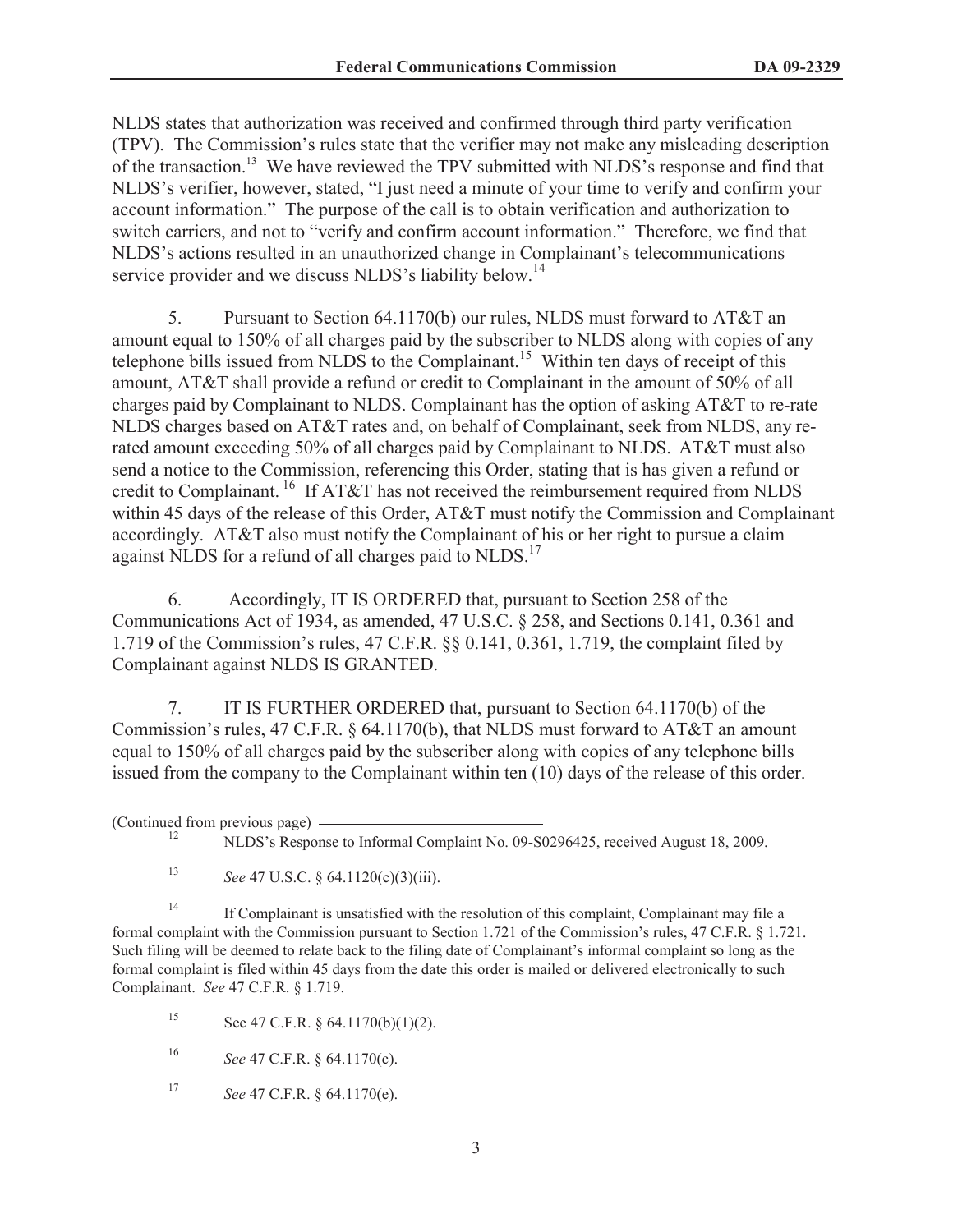NLDS states that authorization was received and confirmed through third party verification (TPV). The Commission's rules state that the verifier may not make any misleading description of the transaction.[13] We have reviewed the TPV submitted with NLDS's response and find that NLDS's verifier, however, stated, "I just need a minute of your time to verify and confirm your account information." The purpose of the call is to obtain verification and authorization to switch carriers, and not to "verify and confirm account information." Therefore, we find that NLDS's actions resulted in an unauthorized change in Complainant's telecommunications service provider and we discuss NLDS's liability below.[14]

5. Pursuant to Section 64.1170(b) our rules, NLDS must forward to AT&T an amount equal to 150% of all charges paid by the subscriber to NLDS along with copies of any telephone bills issued from NLDS to the Complainant.[15] Within ten days of receipt of this amount, AT&T shall provide a refund or credit to Complainant in the amount of 50% of all charges paid by Complainant to NLDS. Complainant has the option of asking AT&T to re-rate NLDS charges based on AT&T rates and, on behalf of Complainant, seek from NLDS, any re-rated amount exceeding 50% of all charges paid by Complainant to NLDS. AT&T must also send a notice to the Commission, referencing this Order, stating that is has given a refund or credit to Complainant.[16] If AT&T has not received the reimbursement required from NLDS within 45 days of the release of this Order, AT&T must notify the Commission and Complainant accordingly. AT&T also must notify the Complainant of his or her right to pursue a claim against NLDS for a refund of all charges paid to NLDS.[17]

6. Accordingly, IT IS ORDERED that, pursuant to Section 258 of the Communications Act of 1934, as amended, 47 U.S.C. § 258, and Sections 0.141, 0.361 and 1.719 of the Commission's rules, 47 C.F.R. §§ 0.141, 0.361, 1.719, the complaint filed by Complainant against NLDS IS GRANTED.

7. IT IS FURTHER ORDERED that, pursuant to Section 64.1170(b) of the Commission's rules, 47 C.F.R. § 64.1170(b), that NLDS must forward to AT&T an amount equal to 150% of all charges paid by the subscriber along with copies of any telephone bills issued from the company to the Complainant within ten (10) days of the release of this order.

(Continued from previous page)

[12] NLDS's Response to Informal Complaint No. 09-S0296425, received August 18, 2009.

[13] *See* 47 U.S.C. § 64.1120(c)(3)(iii).

[14] If Complainant is unsatisfied with the resolution of this complaint, Complainant may file a formal complaint with the Commission pursuant to Section 1.721 of the Commission's rules, 47 C.F.R. § 1.721. Such filing will be deemed to relate back to the filing date of Complainant's informal complaint so long as the formal complaint is filed within 45 days from the date this order is mailed or delivered electronically to such Complainant. *See* 47 C.F.R. § 1.719.

[15] See 47 C.F.R. § 64.1170(b)(1)(2).

[16] *See* 47 C.F.R. § 64.1170(c).

[17] *See* 47 C.F.R. § 64.1170(e).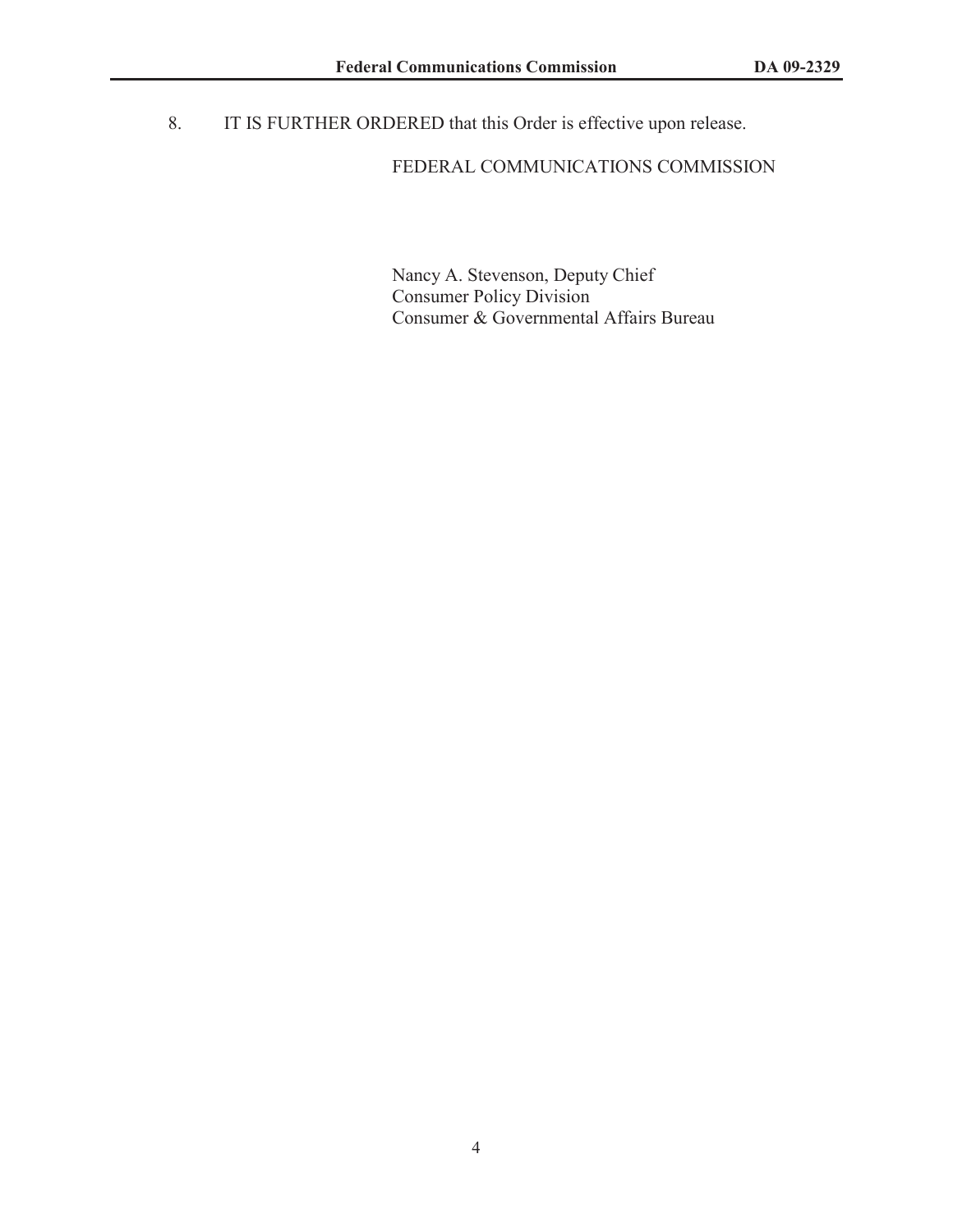8. IT IS FURTHER ORDERED that this Order is effective upon release.

FEDERAL COMMUNICATIONS COMMISSION

Nancy A. Stevenson, Deputy Chief
Consumer Policy Division
Consumer & Governmental Affairs Bureau